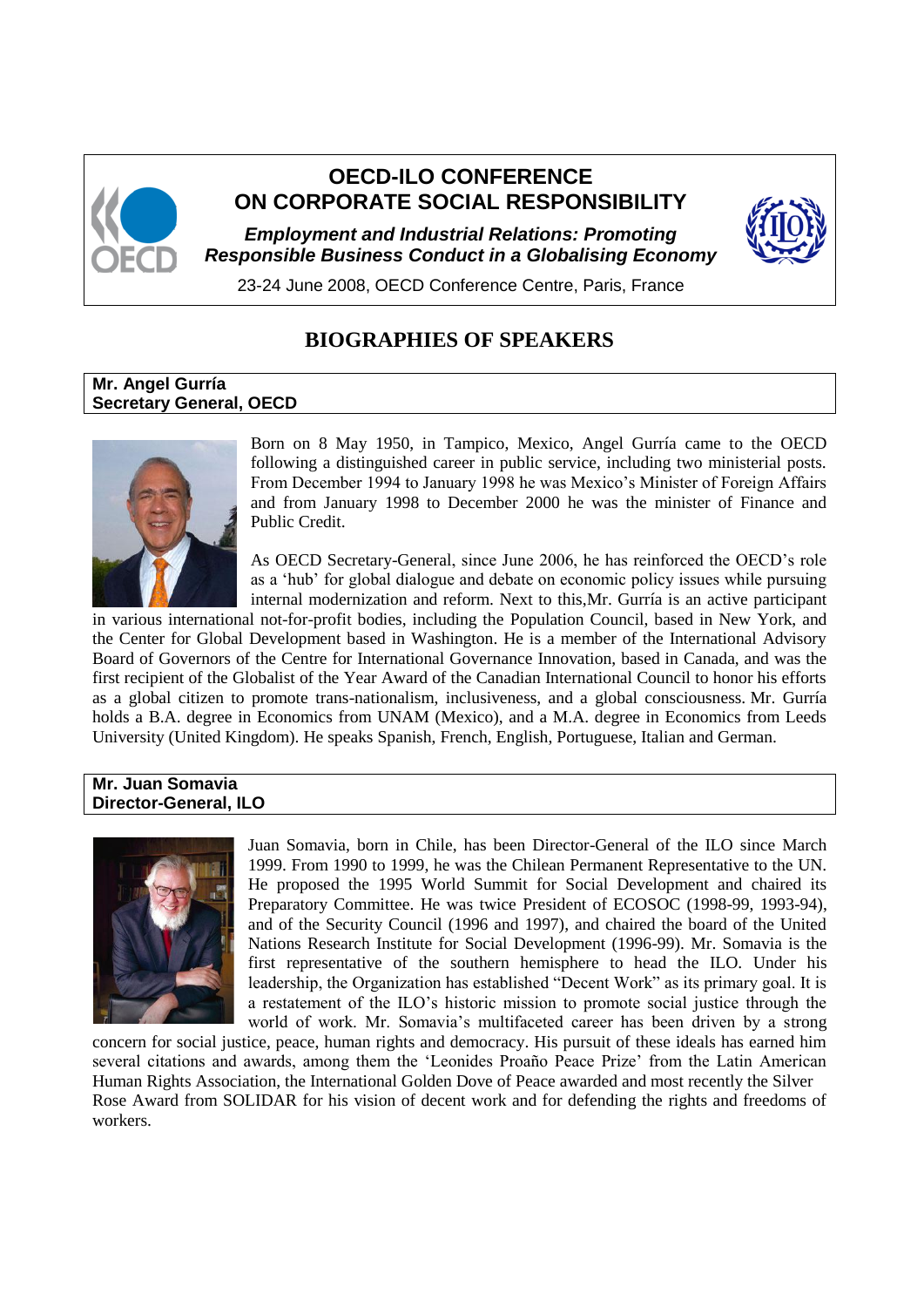# OECD-ILO CONFERENCE ON CORPORATE SOCIAL RESPONSIBILITY

***Employment and Industrial Relations: Promoting Responsible Business Conduct in a Globalising Economy***

23-24 June 2008, OECD Conference Centre, Paris, France

## BIOGRAPHIES OF SPEAKERS

### Mr. Angel Gurría
**Secretary General, OECD**

Born on 8 May 1950, in Tampico, Mexico, Angel Gurría came to the OECD following a distinguished career in public service, including two ministerial posts. From December 1994 to January 1998 he was Mexico's Minister of Foreign Affairs and from January 1998 to December 2000 he was the minister of Finance and Public Credit.

As OECD Secretary-General, since June 2006, he has reinforced the OECD's role as a 'hub' for global dialogue and debate on economic policy issues while pursuing internal modernization and reform. Next to this,Mr. Gurría is an active participant in various international not-for-profit bodies, including the Population Council, based in New York, and the Center for Global Development based in Washington. He is a member of the International Advisory Board of Governors of the Centre for International Governance Innovation, based in Canada, and was the first recipient of the Globalist of the Year Award of the Canadian International Council to honor his efforts as a global citizen to promote trans-nationalism, inclusiveness, and a global consciousness. Mr. Gurría holds a B.A. degree in Economics from UNAM (Mexico), and a M.A. degree in Economics from Leeds University (United Kingdom). He speaks Spanish, French, English, Portuguese, Italian and German.

### Mr. Juan Somavia
**Director-General, ILO**

Juan Somavia, born in Chile, has been Director-General of the ILO since March 1999. From 1990 to 1999, he was the Chilean Permanent Representative to the UN. He proposed the 1995 World Summit for Social Development and chaired its Preparatory Committee. He was twice President of ECOSOC (1998-99, 1993-94), and of the Security Council (1996 and 1997), and chaired the board of the United Nations Research Institute for Social Development (1996-99). Mr. Somavia is the first representative of the southern hemisphere to head the ILO. Under his leadership, the Organization has established "Decent Work" as its primary goal. It is a restatement of the ILO's historic mission to promote social justice through the world of work. Mr. Somavia's multifaceted career has been driven by a strong concern for social justice, peace, human rights and democracy. His pursuit of these ideals has earned him several citations and awards, among them the 'Leonides Proaño Peace Prize' from the Latin American Human Rights Association, the International Golden Dove of Peace awarded and most recently the Silver Rose Award from SOLIDAR for his vision of decent work and for defending the rights and freedoms of workers.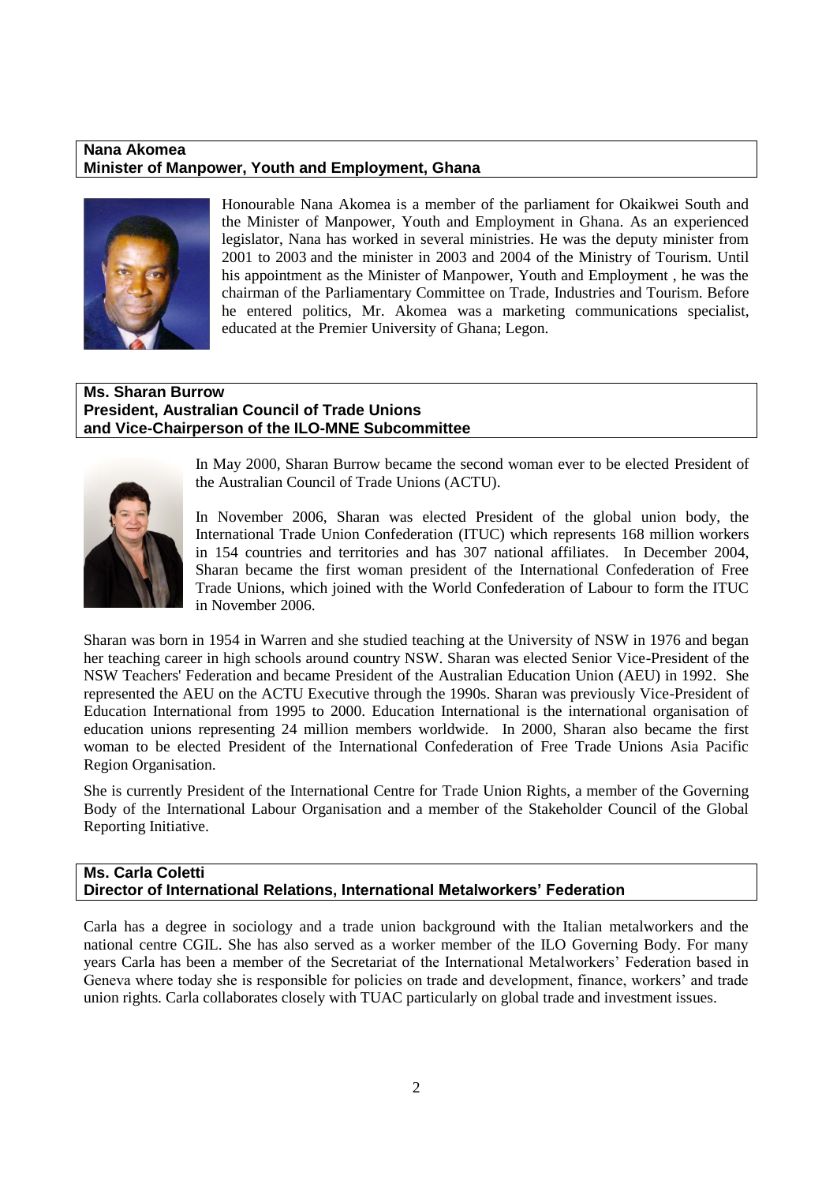**Nana Akomea**
**Minister of Manpower, Youth and Employment, Ghana**

Honourable Nana Akomea is a member of the parliament for Okaikwei South and the Minister of Manpower, Youth and Employment in Ghana. As an experienced legislator, Nana has worked in several ministries. He was the deputy minister from 2001 to 2003 and the minister in 2003 and 2004 of the Ministry of Tourism. Until his appointment as the Minister of Manpower, Youth and Employment , he was the chairman of the Parliamentary Committee on Trade, Industries and Tourism. Before he entered politics, Mr. Akomea was a marketing communications specialist, educated at the Premier University of Ghana; Legon.

**Ms. Sharan Burrow**
**President, Australian Council of Trade Unions**
**and Vice-Chairperson of the ILO-MNE Subcommittee**

In May 2000, Sharan Burrow became the second woman ever to be elected President of the Australian Council of Trade Unions (ACTU).

In November 2006, Sharan was elected President of the global union body, the International Trade Union Confederation (ITUC) which represents 168 million workers in 154 countries and territories and has 307 national affiliates. In December 2004, Sharan became the first woman president of the International Confederation of Free Trade Unions, which joined with the World Confederation of Labour to form the ITUC in November 2006.

Sharan was born in 1954 in Warren and she studied teaching at the University of NSW in 1976 and began her teaching career in high schools around country NSW. Sharan was elected Senior Vice-President of the NSW Teachers' Federation and became President of the Australian Education Union (AEU) in 1992. She represented the AEU on the ACTU Executive through the 1990s. Sharan was previously Vice-President of Education International from 1995 to 2000. Education International is the international organisation of education unions representing 24 million members worldwide. In 2000, Sharan also became the first woman to be elected President of the International Confederation of Free Trade Unions Asia Pacific Region Organisation.

She is currently President of the International Centre for Trade Union Rights, a member of the Governing Body of the International Labour Organisation and a member of the Stakeholder Council of the Global Reporting Initiative.

**Ms. Carla Coletti**
**Director of International Relations, International Metalworkers' Federation**

Carla has a degree in sociology and a trade union background with the Italian metalworkers and the national centre CGIL. She has also served as a worker member of the ILO Governing Body. For many years Carla has been a member of the Secretariat of the International Metalworkers' Federation based in Geneva where today she is responsible for policies on trade and development, finance, workers' and trade union rights. Carla collaborates closely with TUAC particularly on global trade and investment issues.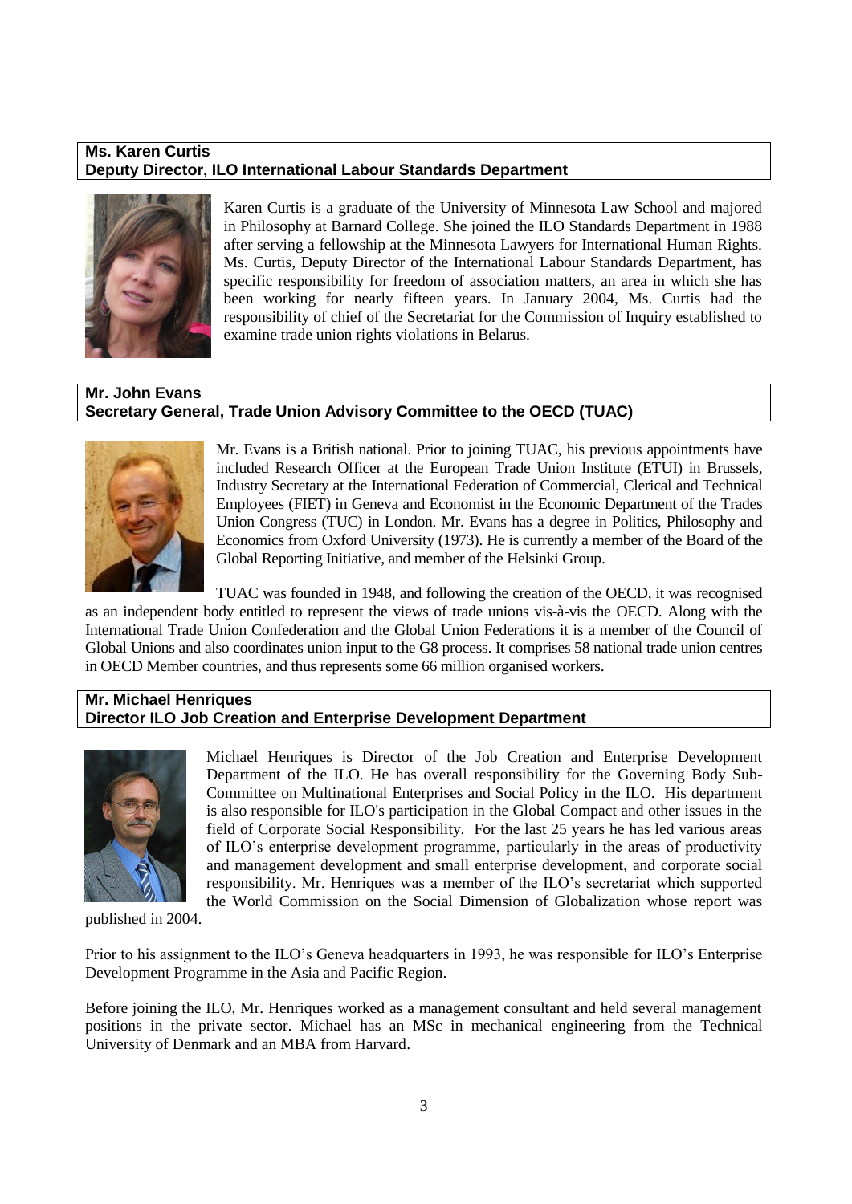**Ms. Karen Curtis**
**Deputy Director, ILO International Labour Standards Department**

Karen Curtis is a graduate of the University of Minnesota Law School and majored in Philosophy at Barnard College. She joined the ILO Standards Department in 1988 after serving a fellowship at the Minnesota Lawyers for International Human Rights. Ms. Curtis, Deputy Director of the International Labour Standards Department, has specific responsibility for freedom of association matters, an area in which she has been working for nearly fifteen years. In January 2004, Ms. Curtis had the responsibility of chief of the Secretariat for the Commission of Inquiry established to examine trade union rights violations in Belarus.

**Mr. John Evans**
**Secretary General, Trade Union Advisory Committee to the OECD (TUAC)**

Mr. Evans is a British national. Prior to joining TUAC, his previous appointments have included Research Officer at the European Trade Union Institute (ETUI) in Brussels, Industry Secretary at the International Federation of Commercial, Clerical and Technical Employees (FIET) in Geneva and Economist in the Economic Department of the Trades Union Congress (TUC) in London. Mr. Evans has a degree in Politics, Philosophy and Economics from Oxford University (1973). He is currently a member of the Board of the Global Reporting Initiative, and member of the Helsinki Group.

TUAC was founded in 1948, and following the creation of the OECD, it was recognised as an independent body entitled to represent the views of trade unions vis-à-vis the OECD. Along with the International Trade Union Confederation and the Global Union Federations it is a member of the Council of Global Unions and also coordinates union input to the G8 process. It comprises 58 national trade union centres in OECD Member countries, and thus represents some 66 million organised workers.

**Mr. Michael Henriques**
**Director ILO Job Creation and Enterprise Development Department**

Michael Henriques is Director of the Job Creation and Enterprise Development Department of the ILO. He has overall responsibility for the Governing Body Sub-Committee on Multinational Enterprises and Social Policy in the ILO. His department is also responsible for ILO's participation in the Global Compact and other issues in the field of Corporate Social Responsibility. For the last 25 years he has led various areas of ILO's enterprise development programme, particularly in the areas of productivity and management development and small enterprise development, and corporate social responsibility. Mr. Henriques was a member of the ILO's secretariat which supported the World Commission on the Social Dimension of Globalization whose report was published in 2004.

Prior to his assignment to the ILO's Geneva headquarters in 1993, he was responsible for ILO's Enterprise Development Programme in the Asia and Pacific Region.

Before joining the ILO, Mr. Henriques worked as a management consultant and held several management positions in the private sector. Michael has an MSc in mechanical engineering from the Technical University of Denmark and an MBA from Harvard.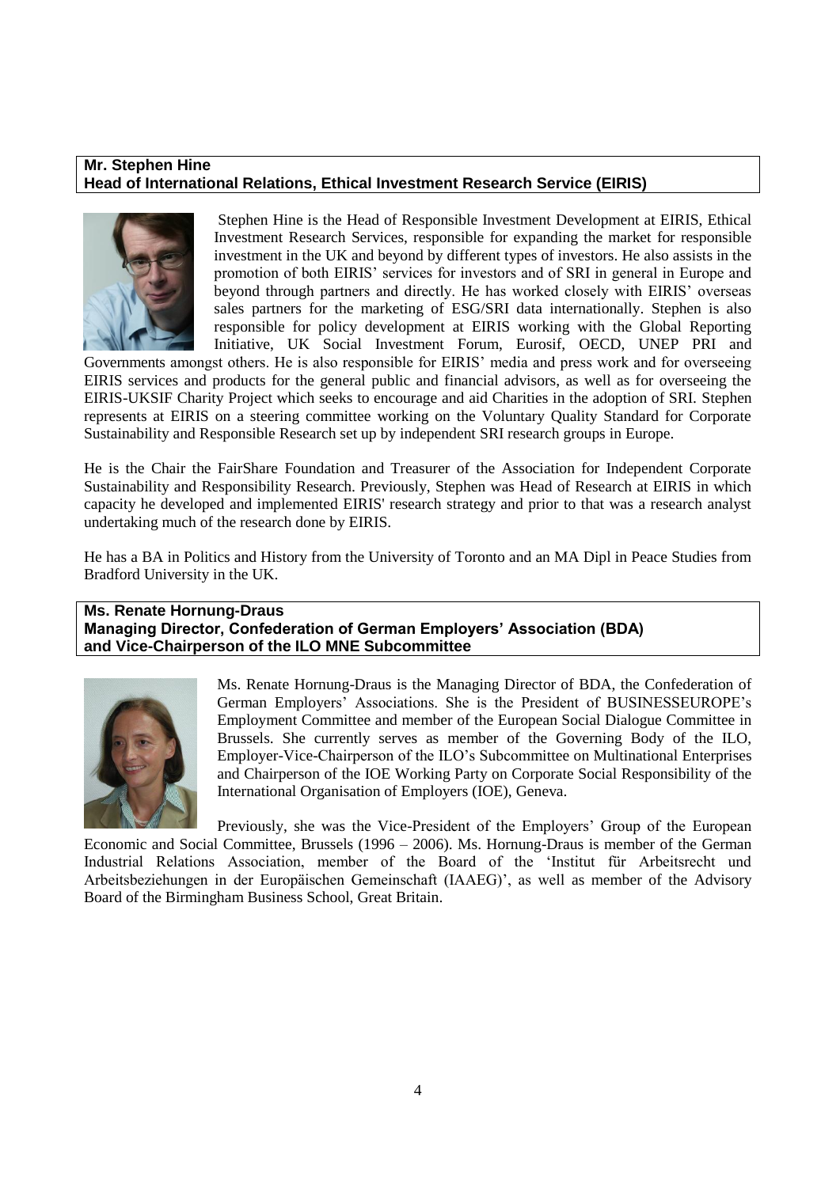**Mr. Stephen Hine**
**Head of International Relations, Ethical Investment Research Service (EIRIS)**

Stephen Hine is the Head of Responsible Investment Development at EIRIS, Ethical Investment Research Services, responsible for expanding the market for responsible investment in the UK and beyond by different types of investors. He also assists in the promotion of both EIRIS' services for investors and of SRI in general in Europe and beyond through partners and directly. He has worked closely with EIRIS' overseas sales partners for the marketing of ESG/SRI data internationally. Stephen is also responsible for policy development at EIRIS working with the Global Reporting Initiative, UK Social Investment Forum, Eurosif, OECD, UNEP PRI and Governments amongst others. He is also responsible for EIRIS' media and press work and for overseeing EIRIS services and products for the general public and financial advisors, as well as for overseeing the EIRIS-UKSIF Charity Project which seeks to encourage and aid Charities in the adoption of SRI. Stephen represents at EIRIS on a steering committee working on the Voluntary Quality Standard for Corporate Sustainability and Responsible Research set up by independent SRI research groups in Europe.

He is the Chair the FairShare Foundation and Treasurer of the Association for Independent Corporate Sustainability and Responsibility Research. Previously, Stephen was Head of Research at EIRIS in which capacity he developed and implemented EIRIS' research strategy and prior to that was a research analyst undertaking much of the research done by EIRIS.

He has a BA in Politics and History from the University of Toronto and an MA Dipl in Peace Studies from Bradford University in the UK.

**Ms. Renate Hornung-Draus**
**Managing Director, Confederation of German Employers' Association (BDA) and Vice-Chairperson of the ILO MNE Subcommittee**

Ms. Renate Hornung-Draus is the Managing Director of BDA, the Confederation of German Employers' Associations. She is the President of BUSINESSEUROPE's Employment Committee and member of the European Social Dialogue Committee in Brussels. She currently serves as member of the Governing Body of the ILO, Employer-Vice-Chairperson of the ILO's Subcommittee on Multinational Enterprises and Chairperson of the IOE Working Party on Corporate Social Responsibility of the International Organisation of Employers (IOE), Geneva.

Previously, she was the Vice-President of the Employers' Group of the European Economic and Social Committee, Brussels (1996 – 2006). Ms. Hornung-Draus is member of the German Industrial Relations Association, member of the Board of the 'Institut für Arbeitsrecht und Arbeitsbeziehungen in der Europäischen Gemeinschaft (IAAEG)', as well as member of the Advisory Board of the Birmingham Business School, Great Britain.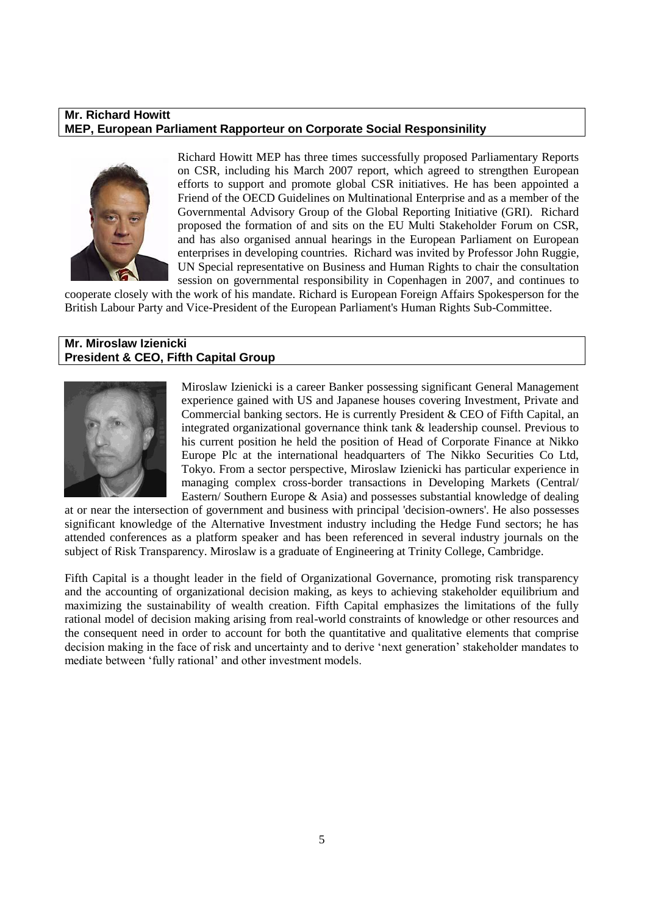**Mr. Richard Howitt**
**MEP, European Parliament Rapporteur on Corporate Social Responsinility**

Richard Howitt MEP has three times successfully proposed Parliamentary Reports on CSR, including his March 2007 report, which agreed to strengthen European efforts to support and promote global CSR initiatives. He has been appointed a Friend of the OECD Guidelines on Multinational Enterprise and as a member of the Governmental Advisory Group of the Global Reporting Initiative (GRI). Richard proposed the formation of and sits on the EU Multi Stakeholder Forum on CSR, and has also organised annual hearings in the European Parliament on European enterprises in developing countries. Richard was invited by Professor John Ruggie, UN Special representative on Business and Human Rights to chair the consultation session on governmental responsibility in Copenhagen in 2007, and continues to cooperate closely with the work of his mandate. Richard is European Foreign Affairs Spokesperson for the British Labour Party and Vice-President of the European Parliament's Human Rights Sub-Committee.

**Mr. Miroslaw Izienicki**
**President & CEO, Fifth Capital Group**

Miroslaw Izienicki is a career Banker possessing significant General Management experience gained with US and Japanese houses covering Investment, Private and Commercial banking sectors. He is currently President & CEO of Fifth Capital, an integrated organizational governance think tank & leadership counsel. Previous to his current position he held the position of Head of Corporate Finance at Nikko Europe Plc at the international headquarters of The Nikko Securities Co Ltd, Tokyo. From a sector perspective, Miroslaw Izienicki has particular experience in managing complex cross-border transactions in Developing Markets (Central/ Eastern/ Southern Europe & Asia) and possesses substantial knowledge of dealing at or near the intersection of government and business with principal 'decision-owners'. He also possesses significant knowledge of the Alternative Investment industry including the Hedge Fund sectors; he has attended conferences as a platform speaker and has been referenced in several industry journals on the subject of Risk Transparency. Miroslaw is a graduate of Engineering at Trinity College, Cambridge.

Fifth Capital is a thought leader in the field of Organizational Governance, promoting risk transparency and the accounting of organizational decision making, as keys to achieving stakeholder equilibrium and maximizing the sustainability of wealth creation. Fifth Capital emphasizes the limitations of the fully rational model of decision making arising from real-world constraints of knowledge or other resources and the consequent need in order to account for both the quantitative and qualitative elements that comprise decision making in the face of risk and uncertainty and to derive 'next generation' stakeholder mandates to mediate between 'fully rational' and other investment models.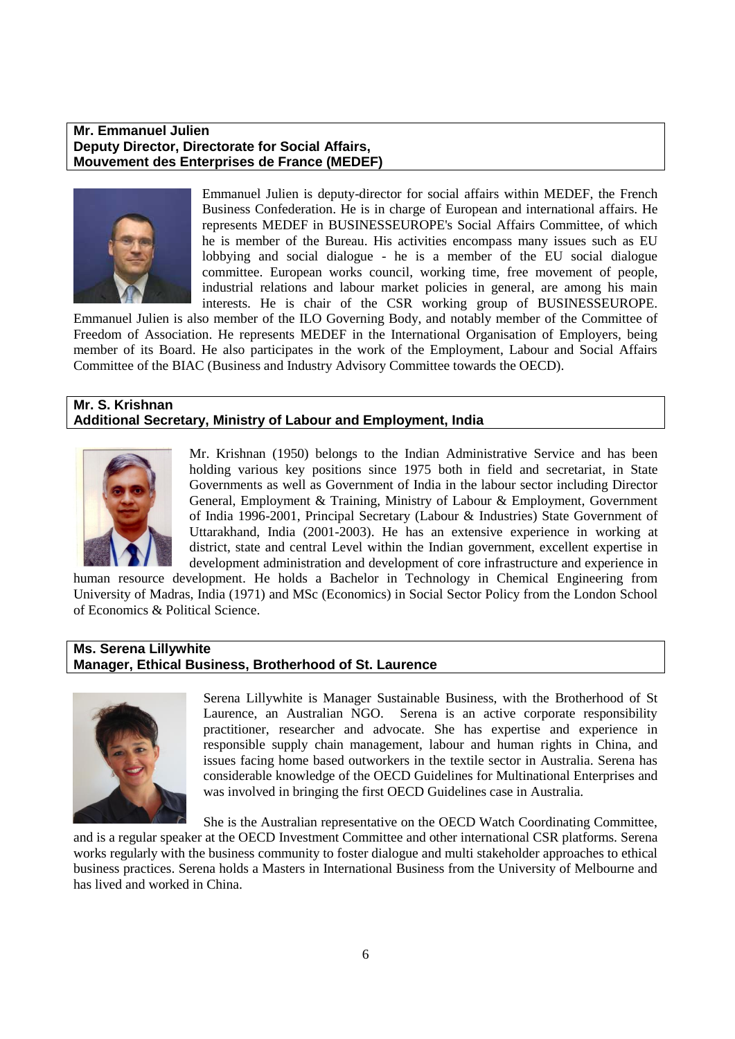**Mr. Emmanuel Julien**
**Deputy Director, Directorate for Social Affairs,**
**Mouvement des Enterprises de France (MEDEF)**

Emmanuel Julien is deputy-director for social affairs within MEDEF, the French Business Confederation. He is in charge of European and international affairs. He represents MEDEF in BUSINESSEUROPE's Social Affairs Committee, of which he is member of the Bureau. His activities encompass many issues such as EU lobbying and social dialogue - he is a member of the EU social dialogue committee. European works council, working time, free movement of people, industrial relations and labour market policies in general, are among his main interests. He is chair of the CSR working group of BUSINESSEUROPE. Emmanuel Julien is also member of the ILO Governing Body, and notably member of the Committee of Freedom of Association. He represents MEDEF in the International Organisation of Employers, being member of its Board. He also participates in the work of the Employment, Labour and Social Affairs Committee of the BIAC (Business and Industry Advisory Committee towards the OECD).

**Mr. S. Krishnan**
**Additional Secretary, Ministry of Labour and Employment, India**

Mr. Krishnan (1950) belongs to the Indian Administrative Service and has been holding various key positions since 1975 both in field and secretariat, in State Governments as well as Government of India in the labour sector including Director General, Employment & Training, Ministry of Labour & Employment, Government of India 1996-2001, Principal Secretary (Labour & Industries) State Government of Uttarakhand, India (2001-2003). He has an extensive experience in working at district, state and central Level within the Indian government, excellent expertise in development administration and development of core infrastructure and experience in human resource development. He holds a Bachelor in Technology in Chemical Engineering from University of Madras, India (1971) and MSc (Economics) in Social Sector Policy from the London School of Economics & Political Science.

**Ms. Serena Lillywhite**
**Manager, Ethical Business, Brotherhood of St. Laurence**

Serena Lillywhite is Manager Sustainable Business, with the Brotherhood of St Laurence, an Australian NGO. Serena is an active corporate responsibility practitioner, researcher and advocate. She has expertise and experience in responsible supply chain management, labour and human rights in China, and issues facing home based outworkers in the textile sector in Australia. Serena has considerable knowledge of the OECD Guidelines for Multinational Enterprises and was involved in bringing the first OECD Guidelines case in Australia.

She is the Australian representative on the OECD Watch Coordinating Committee, and is a regular speaker at the OECD Investment Committee and other international CSR platforms. Serena works regularly with the business community to foster dialogue and multi stakeholder approaches to ethical business practices. Serena holds a Masters in International Business from the University of Melbourne and has lived and worked in China.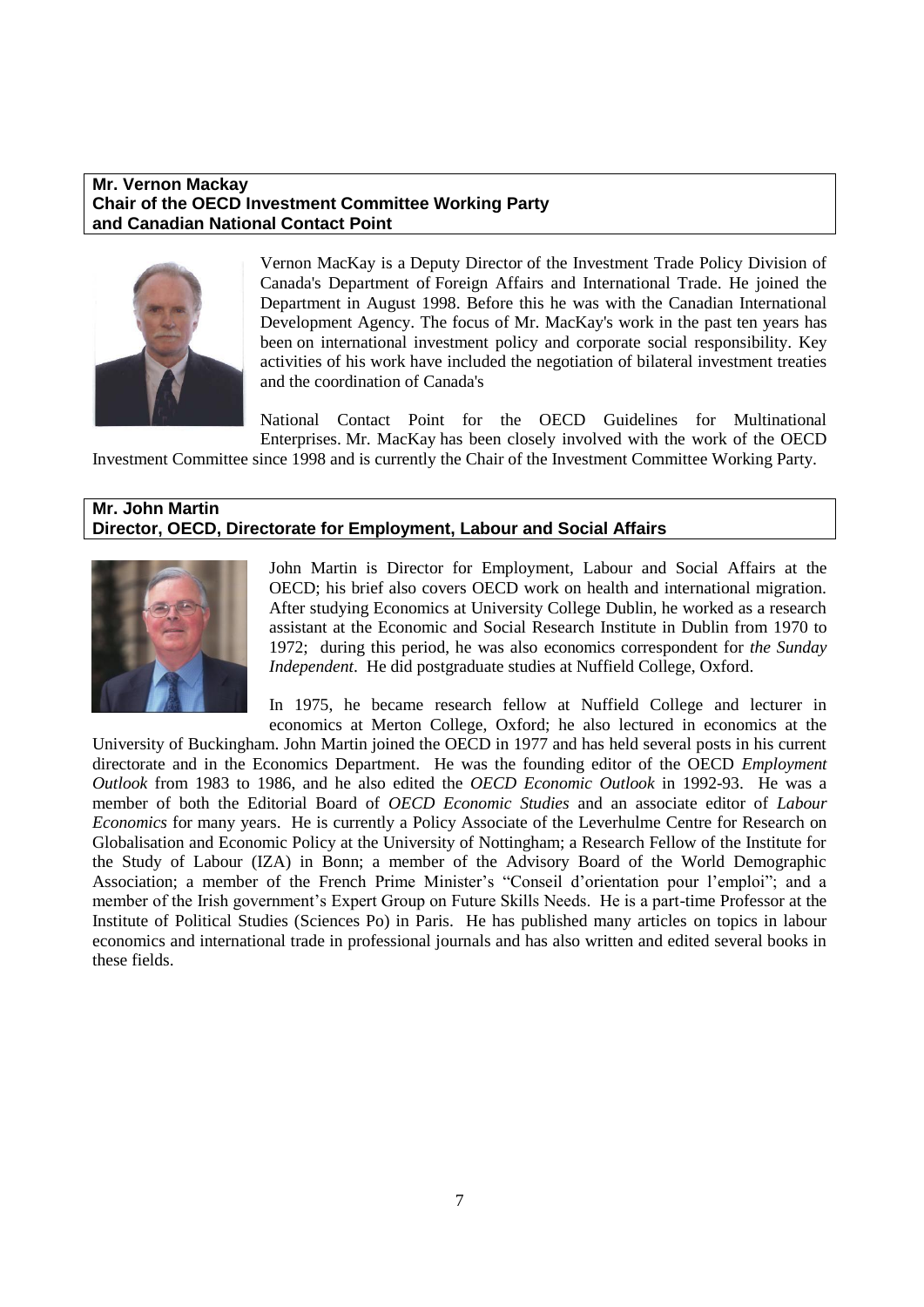**Mr. Vernon Mackay**
**Chair of the OECD Investment Committee Working Party and Canadian National Contact Point**

Vernon MacKay is a Deputy Director of the Investment Trade Policy Division of Canada's Department of Foreign Affairs and International Trade. He joined the Department in August 1998. Before this he was with the Canadian International Development Agency. The focus of Mr. MacKay's work in the past ten years has been on international investment policy and corporate social responsibility. Key activities of his work have included the negotiation of bilateral investment treaties and the coordination of Canada's National Contact Point for the OECD Guidelines for Multinational Enterprises. Mr. MacKay has been closely involved with the work of the OECD Investment Committee since 1998 and is currently the Chair of the Investment Committee Working Party.

**Mr. John Martin**
**Director, OECD, Directorate for Employment, Labour and Social Affairs**

John Martin is Director for Employment, Labour and Social Affairs at the OECD; his brief also covers OECD work on health and international migration. After studying Economics at University College Dublin, he worked as a research assistant at the Economic and Social Research Institute in Dublin from 1970 to 1972; during this period, he was also economics correspondent for *the Sunday Independent*. He did postgraduate studies at Nuffield College, Oxford.

In 1975, he became research fellow at Nuffield College and lecturer in economics at Merton College, Oxford; he also lectured in economics at the University of Buckingham. John Martin joined the OECD in 1977 and has held several posts in his current directorate and in the Economics Department. He was the founding editor of the OECD *Employment Outlook* from 1983 to 1986, and he also edited the *OECD Economic Outlook* in 1992-93. He was a member of both the Editorial Board of *OECD Economic Studies* and an associate editor of *Labour Economics* for many years. He is currently a Policy Associate of the Leverhulme Centre for Research on Globalisation and Economic Policy at the University of Nottingham; a Research Fellow of the Institute for the Study of Labour (IZA) in Bonn; a member of the Advisory Board of the World Demographic Association; a member of the French Prime Minister's "Conseil d'orientation pour l'emploi"; and a member of the Irish government's Expert Group on Future Skills Needs. He is a part-time Professor at the Institute of Political Studies (Sciences Po) in Paris. He has published many articles on topics in labour economics and international trade in professional journals and has also written and edited several books in these fields.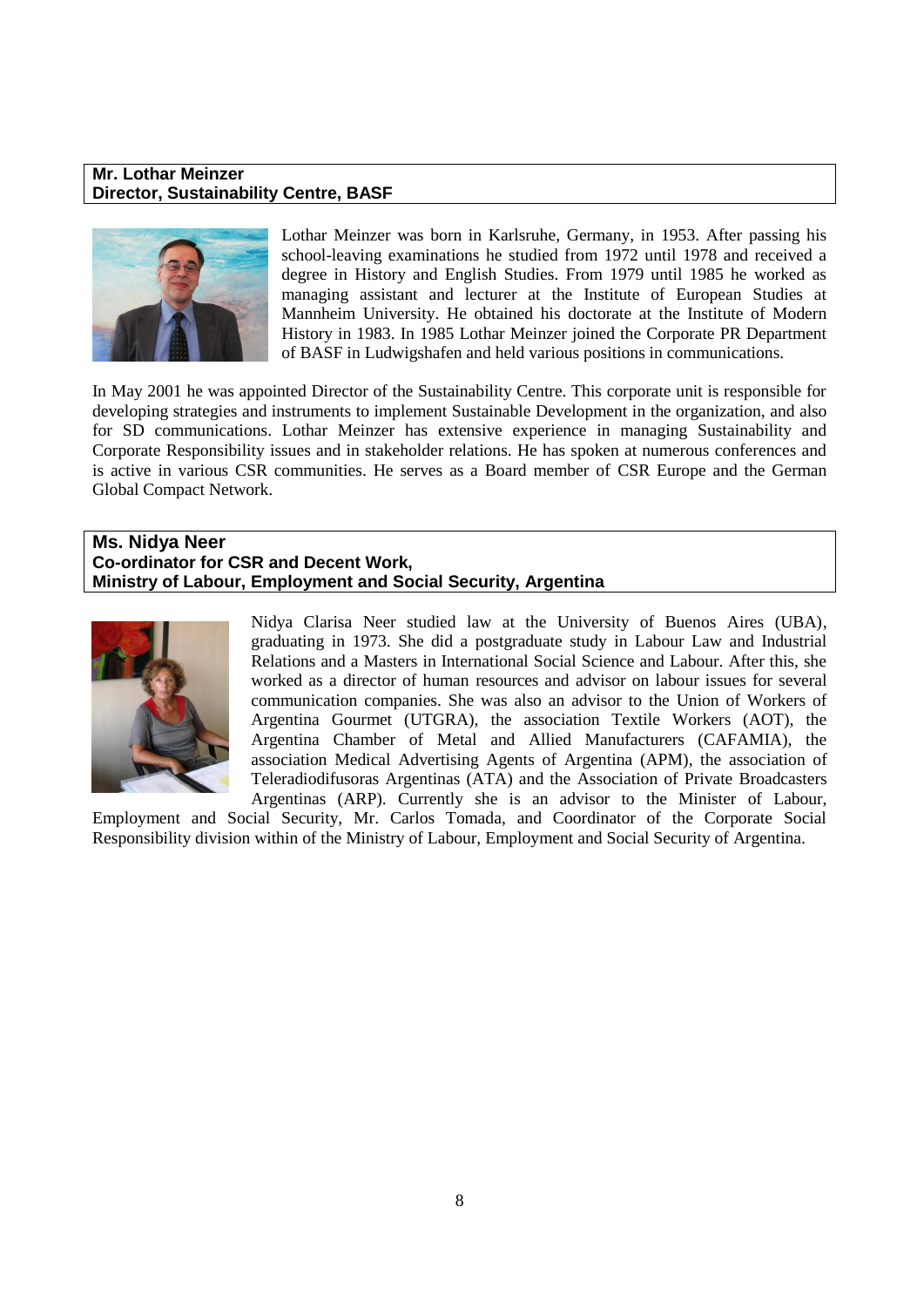**Mr. Lothar Meinzer**
**Director, Sustainability Centre, BASF**

Lothar Meinzer was born in Karlsruhe, Germany, in 1953. After passing his school-leaving examinations he studied from 1972 until 1978 and received a degree in History and English Studies. From 1979 until 1985 he worked as managing assistant and lecturer at the Institute of European Studies at Mannheim University. He obtained his doctorate at the Institute of Modern History in 1983. In 1985 Lothar Meinzer joined the Corporate PR Department of BASF in Ludwigshafen and held various positions in communications.

In May 2001 he was appointed Director of the Sustainability Centre. This corporate unit is responsible for developing strategies and instruments to implement Sustainable Development in the organization, and also for SD communications. Lothar Meinzer has extensive experience in managing Sustainability and Corporate Responsibility issues and in stakeholder relations. He has spoken at numerous conferences and is active in various CSR communities. He serves as a Board member of CSR Europe and the German Global Compact Network.

**Ms. Nidya Neer**
**Co-ordinator for CSR and Decent Work,**
**Ministry of Labour, Employment and Social Security, Argentina**

Nidya Clarisa Neer studied law at the University of Buenos Aires (UBA), graduating in 1973. She did a postgraduate study in Labour Law and Industrial Relations and a Masters in International Social Science and Labour. After this, she worked as a director of human resources and advisor on labour issues for several communication companies. She was also an advisor to the Union of Workers of Argentina Gourmet (UTGRA), the association Textile Workers (AOT), the Argentina Chamber of Metal and Allied Manufacturers (CAFAMIA), the association Medical Advertising Agents of Argentina (APM), the association of Teleradiodifusoras Argentinas (ATA) and the Association of Private Broadcasters Argentinas (ARP). Currently she is an advisor to the Minister of Labour, Employment and Social Security, Mr. Carlos Tomada, and Coordinator of the Corporate Social Responsibility division within of the Ministry of Labour, Employment and Social Security of Argentina.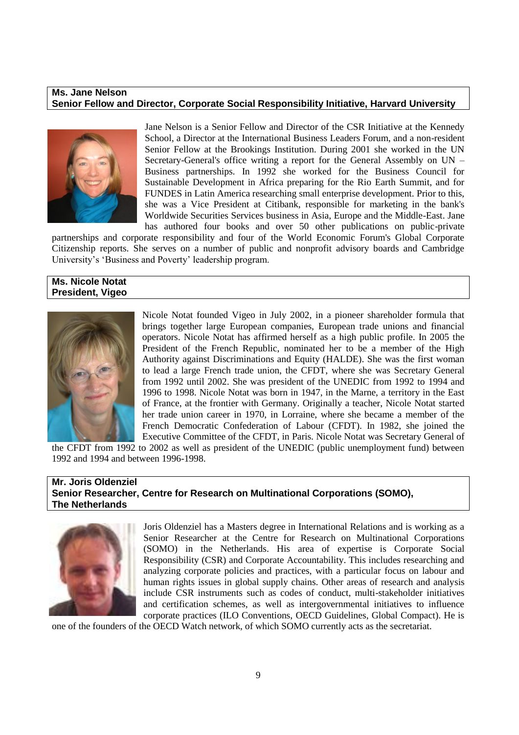**Ms. Jane Nelson**
**Senior Fellow and Director, Corporate Social Responsibility Initiative, Harvard University**

Jane Nelson is a Senior Fellow and Director of the CSR Initiative at the Kennedy School, a Director at the International Business Leaders Forum, and a non-resident Senior Fellow at the Brookings Institution. During 2001 she worked in the UN Secretary-General's office writing a report for the General Assembly on UN – Business partnerships. In 1992 she worked for the Business Council for Sustainable Development in Africa preparing for the Rio Earth Summit, and for FUNDES in Latin America researching small enterprise development. Prior to this, she was a Vice President at Citibank, responsible for marketing in the bank's Worldwide Securities Services business in Asia, Europe and the Middle-East. Jane has authored four books and over 50 other publications on public-private partnerships and corporate responsibility and four of the World Economic Forum's Global Corporate Citizenship reports. She serves on a number of public and nonprofit advisory boards and Cambridge University's 'Business and Poverty' leadership program.

**Ms. Nicole Notat**
**President, Vigeo**

Nicole Notat founded Vigeo in July 2002, in a pioneer shareholder formula that brings together large European companies, European trade unions and financial operators. Nicole Notat has affirmed herself as a high public profile. In 2005 the President of the French Republic, nominated her to be a member of the High Authority against Discriminations and Equity (HALDE). She was the first woman to lead a large French trade union, the CFDT, where she was Secretary General from 1992 until 2002. She was president of the UNEDIC from 1992 to 1994 and 1996 to 1998. Nicole Notat was born in 1947, in the Marne, a territory in the East of France, at the frontier with Germany. Originally a teacher, Nicole Notat started her trade union career in 1970, in Lorraine, where she became a member of the French Democratic Confederation of Labour (CFDT). In 1982, she joined the Executive Committee of the CFDT, in Paris. Nicole Notat was Secretary General of the CFDT from 1992 to 2002 as well as president of the UNEDIC (public unemployment fund) between 1992 and 1994 and between 1996-1998.

**Mr. Joris Oldenziel**
**Senior Researcher, Centre for Research on Multinational Corporations (SOMO), The Netherlands**

Joris Oldenziel has a Masters degree in International Relations and is working as a Senior Researcher at the Centre for Research on Multinational Corporations (SOMO) in the Netherlands. His area of expertise is Corporate Social Responsibility (CSR) and Corporate Accountability. This includes researching and analyzing corporate policies and practices, with a particular focus on labour and human rights issues in global supply chains. Other areas of research and analysis include CSR instruments such as codes of conduct, multi-stakeholder initiatives and certification schemes, as well as intergovernmental initiatives to influence corporate practices (ILO Conventions, OECD Guidelines, Global Compact). He is one of the founders of the OECD Watch network, of which SOMO currently acts as the secretariat.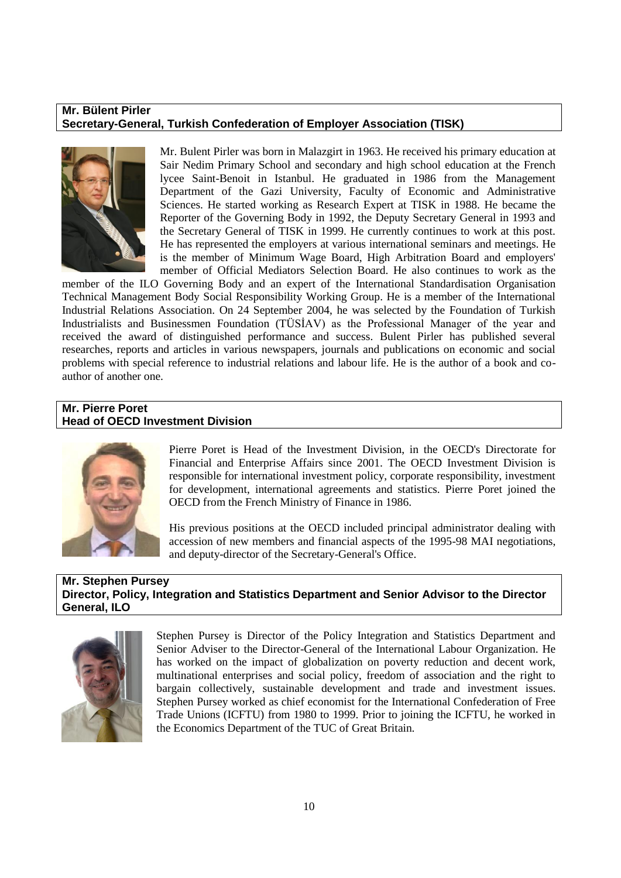**Mr. Bülent Pirler**
**Secretary-General, Turkish Confederation of Employer Association (TISK)**

Mr. Bulent Pirler was born in Malazgirt in 1963. He received his primary education at Sair Nedim Primary School and secondary and high school education at the French lycee Saint-Benoit in Istanbul. He graduated in 1986 from the Management Department of the Gazi University, Faculty of Economic and Administrative Sciences. He started working as Research Expert at TISK in 1988. He became the Reporter of the Governing Body in 1992, the Deputy Secretary General in 1993 and the Secretary General of TISK in 1999. He currently continues to work at this post. He has represented the employers at various international seminars and meetings. He is the member of Minimum Wage Board, High Arbitration Board and employers' member of Official Mediators Selection Board. He also continues to work as the member of the ILO Governing Body and an expert of the International Standardisation Organisation Technical Management Body Social Responsibility Working Group. He is a member of the International Industrial Relations Association. On 24 September 2004, he was selected by the Foundation of Turkish Industrialists and Businessmen Foundation (TÜSİAV) as the Professional Manager of the year and received the award of distinguished performance and success. Bulent Pirler has published several researches, reports and articles in various newspapers, journals and publications on economic and social problems with special reference to industrial relations and labour life. He is the author of a book and co-author of another one.

**Mr. Pierre Poret**
**Head of OECD Investment Division**

Pierre Poret is Head of the Investment Division, in the OECD's Directorate for Financial and Enterprise Affairs since 2001. The OECD Investment Division is responsible for international investment policy, corporate responsibility, investment for development, international agreements and statistics. Pierre Poret joined the OECD from the French Ministry of Finance in 1986.

His previous positions at the OECD included principal administrator dealing with accession of new members and financial aspects of the 1995-98 MAI negotiations, and deputy-director of the Secretary-General's Office.

**Mr. Stephen Pursey**
**Director, Policy, Integration and Statistics Department and Senior Advisor to the Director General, ILO**

Stephen Pursey is Director of the Policy Integration and Statistics Department and Senior Adviser to the Director-General of the International Labour Organization. He has worked on the impact of globalization on poverty reduction and decent work, multinational enterprises and social policy, freedom of association and the right to bargain collectively, sustainable development and trade and investment issues. Stephen Pursey worked as chief economist for the International Confederation of Free Trade Unions (ICFTU) from 1980 to 1999. Prior to joining the ICFTU, he worked in the Economics Department of the TUC of Great Britain.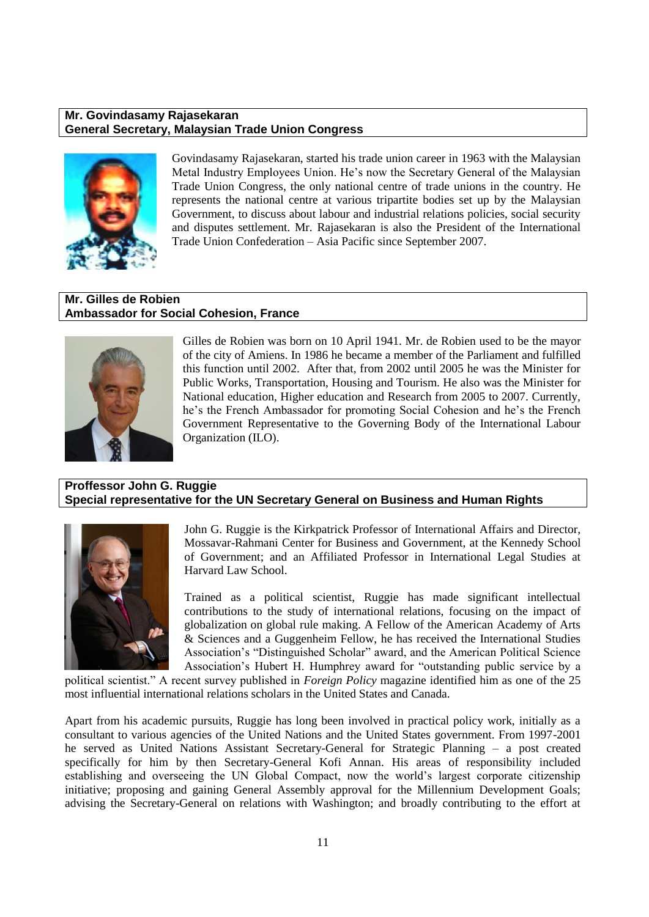**Mr. Govindasamy Rajasekaran**
**General Secretary, Malaysian Trade Union Congress**

Govindasamy Rajasekaran, started his trade union career in 1963 with the Malaysian Metal Industry Employees Union. He's now the Secretary General of the Malaysian Trade Union Congress, the only national centre of trade unions in the country. He represents the national centre at various tripartite bodies set up by the Malaysian Government, to discuss about labour and industrial relations policies, social security and disputes settlement. Mr. Rajasekaran is also the President of the International Trade Union Confederation – Asia Pacific since September 2007.

**Mr. Gilles de Robien**
**Ambassador for Social Cohesion, France**

Gilles de Robien was born on 10 April 1941. Mr. de Robien used to be the mayor of the city of Amiens. In 1986 he became a member of the Parliament and fulfilled this function until 2002. After that, from 2002 until 2005 he was the Minister for Public Works, Transportation, Housing and Tourism. He also was the Minister for National education, Higher education and Research from 2005 to 2007. Currently, he's the French Ambassador for promoting Social Cohesion and he's the French Government Representative to the Governing Body of the International Labour Organization (ILO).

**Proffessor John G. Ruggie**
**Special representative for the UN Secretary General on Business and Human Rights**

John G. Ruggie is the Kirkpatrick Professor of International Affairs and Director, Mossavar-Rahmani Center for Business and Government, at the Kennedy School of Government; and an Affiliated Professor in International Legal Studies at Harvard Law School.

Trained as a political scientist, Ruggie has made significant intellectual contributions to the study of international relations, focusing on the impact of globalization on global rule making. A Fellow of the American Academy of Arts & Sciences and a Guggenheim Fellow, he has received the International Studies Association's "Distinguished Scholar" award, and the American Political Science Association's Hubert H. Humphrey award for "outstanding public service by a political scientist." A recent survey published in *Foreign Policy* magazine identified him as one of the 25 most influential international relations scholars in the United States and Canada.

Apart from his academic pursuits, Ruggie has long been involved in practical policy work, initially as a consultant to various agencies of the United Nations and the United States government. From 1997-2001 he served as United Nations Assistant Secretary-General for Strategic Planning – a post created specifically for him by then Secretary-General Kofi Annan. His areas of responsibility included establishing and overseeing the UN Global Compact, now the world's largest corporate citizenship initiative; proposing and gaining General Assembly approval for the Millennium Development Goals; advising the Secretary-General on relations with Washington; and broadly contributing to the effort at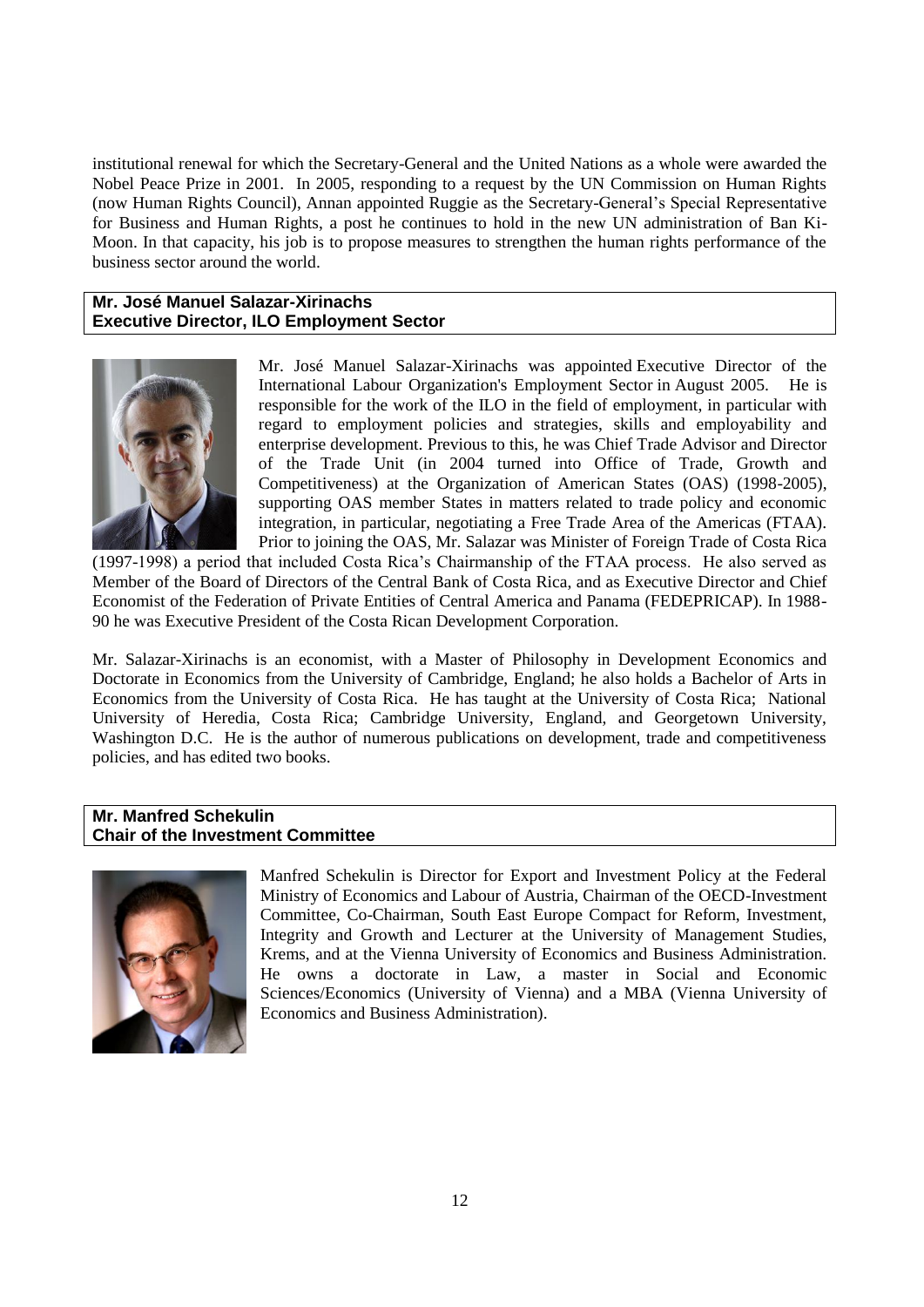institutional renewal for which the Secretary-General and the United Nations as a whole were awarded the Nobel Peace Prize in 2001. In 2005, responding to a request by the UN Commission on Human Rights (now Human Rights Council), Annan appointed Ruggie as the Secretary-General's Special Representative for Business and Human Rights, a post he continues to hold in the new UN administration of Ban Ki-Moon. In that capacity, his job is to propose measures to strengthen the human rights performance of the business sector around the world.

**Mr. José Manuel Salazar-Xirinachs**
**Executive Director, ILO Employment Sector**

Mr. José Manuel Salazar-Xirinachs was appointed Executive Director of the International Labour Organization's Employment Sector in August 2005. He is responsible for the work of the ILO in the field of employment, in particular with regard to employment policies and strategies, skills and employability and enterprise development. Previous to this, he was Chief Trade Advisor and Director of the Trade Unit (in 2004 turned into Office of Trade, Growth and Competitiveness) at the Organization of American States (OAS) (1998-2005), supporting OAS member States in matters related to trade policy and economic integration, in particular, negotiating a Free Trade Area of the Americas (FTAA). Prior to joining the OAS, Mr. Salazar was Minister of Foreign Trade of Costa Rica (1997-1998) a period that included Costa Rica's Chairmanship of the FTAA process. He also served as Member of the Board of Directors of the Central Bank of Costa Rica, and as Executive Director and Chief Economist of the Federation of Private Entities of Central America and Panama (FEDEPRICAP). In 1988-90 he was Executive President of the Costa Rican Development Corporation.

Mr. Salazar-Xirinachs is an economist, with a Master of Philosophy in Development Economics and Doctorate in Economics from the University of Cambridge, England; he also holds a Bachelor of Arts in Economics from the University of Costa Rica. He has taught at the University of Costa Rica; National University of Heredia, Costa Rica; Cambridge University, England, and Georgetown University, Washington D.C. He is the author of numerous publications on development, trade and competitiveness policies, and has edited two books.

**Mr. Manfred Schekulin**
**Chair of the Investment Committee**

Manfred Schekulin is Director for Export and Investment Policy at the Federal Ministry of Economics and Labour of Austria, Chairman of the OECD-Investment Committee, Co-Chairman, South East Europe Compact for Reform, Investment, Integrity and Growth and Lecturer at the University of Management Studies, Krems, and at the Vienna University of Economics and Business Administration. He owns a doctorate in Law, a master in Social and Economic Sciences/Economics (University of Vienna) and a MBA (Vienna University of Economics and Business Administration).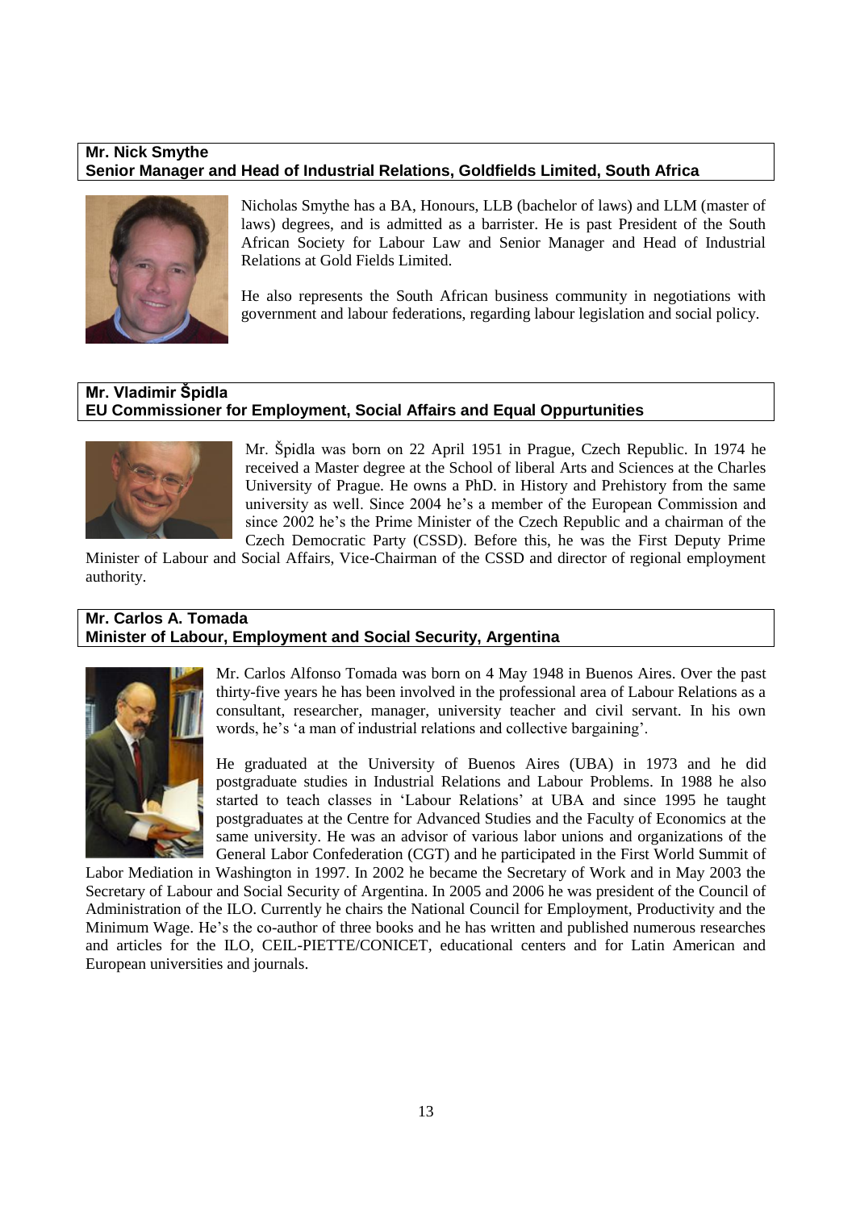**Mr. Nick Smythe**
**Senior Manager and Head of Industrial Relations, Goldfields Limited, South Africa**

Nicholas Smythe has a BA, Honours, LLB (bachelor of laws) and LLM (master of laws) degrees, and is admitted as a barrister. He is past President of the South African Society for Labour Law and Senior Manager and Head of Industrial Relations at Gold Fields Limited.

He also represents the South African business community in negotiations with government and labour federations, regarding labour legislation and social policy.

**Mr. Vladimir Špidla**
**EU Commissioner for Employment, Social Affairs and Equal Oppurtunities**

Mr. Špidla was born on 22 April 1951 in Prague, Czech Republic. In 1974 he received a Master degree at the School of liberal Arts and Sciences at the Charles University of Prague. He owns a PhD. in History and Prehistory from the same university as well. Since 2004 he's a member of the European Commission and since 2002 he's the Prime Minister of the Czech Republic and a chairman of the Czech Democratic Party (CSSD). Before this, he was the First Deputy Prime Minister of Labour and Social Affairs, Vice-Chairman of the CSSD and director of regional employment authority.

**Mr. Carlos A. Tomada**
**Minister of Labour, Employment and Social Security, Argentina**

Mr. Carlos Alfonso Tomada was born on 4 May 1948 in Buenos Aires. Over the past thirty-five years he has been involved in the professional area of Labour Relations as a consultant, researcher, manager, university teacher and civil servant. In his own words, he's 'a man of industrial relations and collective bargaining'.

He graduated at the University of Buenos Aires (UBA) in 1973 and he did postgraduate studies in Industrial Relations and Labour Problems. In 1988 he also started to teach classes in 'Labour Relations' at UBA and since 1995 he taught postgraduates at the Centre for Advanced Studies and the Faculty of Economics at the same university. He was an advisor of various labor unions and organizations of the General Labor Confederation (CGT) and he participated in the First World Summit of Labor Mediation in Washington in 1997. In 2002 he became the Secretary of Work and in May 2003 the Secretary of Labour and Social Security of Argentina. In 2005 and 2006 he was president of the Council of Administration of the ILO. Currently he chairs the National Council for Employment, Productivity and the Minimum Wage. He's the co-author of three books and he has written and published numerous researches and articles for the ILO, CEIL-PIETTE/CONICET, educational centers and for Latin American and European universities and journals.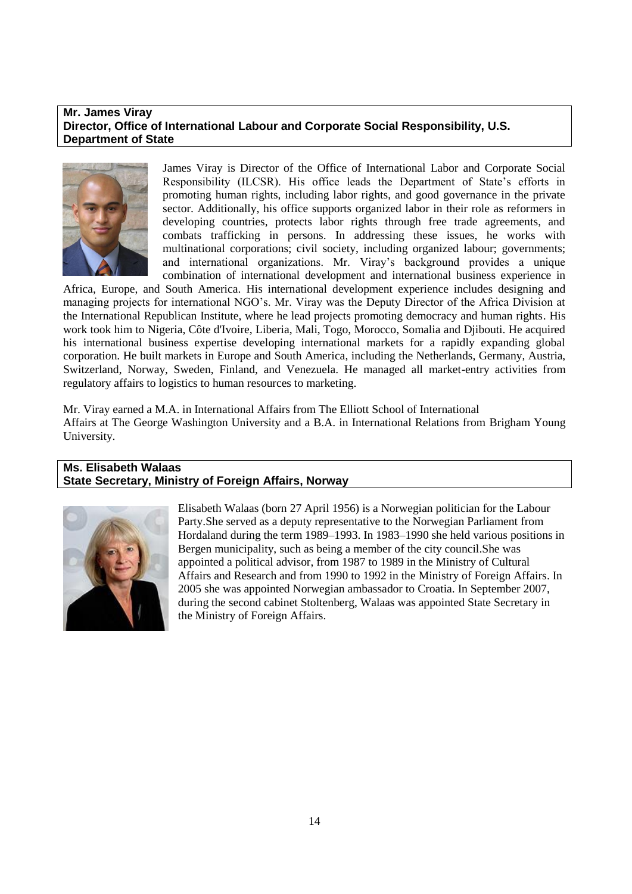**Mr. James Viray**
**Director, Office of International Labour and Corporate Social Responsibility, U.S. Department of State**

James Viray is Director of the Office of International Labor and Corporate Social Responsibility (ILCSR). His office leads the Department of State's efforts in promoting human rights, including labor rights, and good governance in the private sector. Additionally, his office supports organized labor in their role as reformers in developing countries, protects labor rights through free trade agreements, and combats trafficking in persons. In addressing these issues, he works with multinational corporations; civil society, including organized labour; governments; and international organizations. Mr. Viray's background provides a unique combination of international development and international business experience in Africa, Europe, and South America. His international development experience includes designing and managing projects for international NGO's. Mr. Viray was the Deputy Director of the Africa Division at the International Republican Institute, where he lead projects promoting democracy and human rights. His work took him to Nigeria, Côte d'Ivoire, Liberia, Mali, Togo, Morocco, Somalia and Djibouti. He acquired his international business expertise developing international markets for a rapidly expanding global corporation. He built markets in Europe and South America, including the Netherlands, Germany, Austria, Switzerland, Norway, Sweden, Finland, and Venezuela. He managed all market-entry activities from regulatory affairs to logistics to human resources to marketing.

Mr. Viray earned a M.A. in International Affairs from The Elliott School of International Affairs at The George Washington University and a B.A. in International Relations from Brigham Young University.

**Ms. Elisabeth Walaas**
**State Secretary, Ministry of Foreign Affairs, Norway**

Elisabeth Walaas (born 27 April 1956) is a Norwegian politician for the Labour Party.She served as a deputy representative to the Norwegian Parliament from Hordaland during the term 1989–1993. In 1983–1990 she held various positions in Bergen municipality, such as being a member of the city council.She was appointed a political advisor, from 1987 to 1989 in the Ministry of Cultural Affairs and Research and from 1990 to 1992 in the Ministry of Foreign Affairs. In 2005 she was appointed Norwegian ambassador to Croatia. In September 2007, during the second cabinet Stoltenberg, Walaas was appointed State Secretary in the Ministry of Foreign Affairs.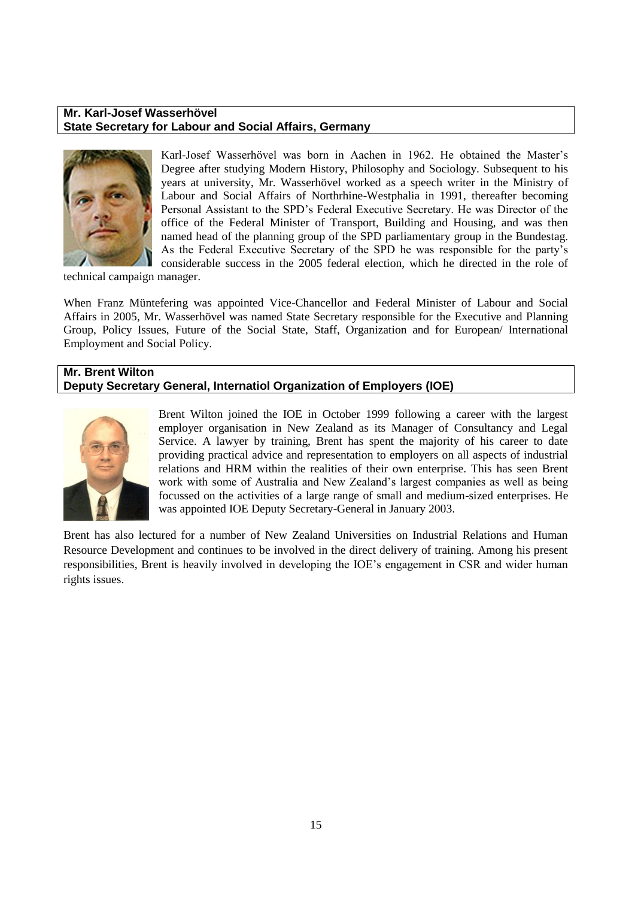**Mr. Karl-Josef Wasserhövel**
**State Secretary for Labour and Social Affairs, Germany**

Karl-Josef Wasserhövel was born in Aachen in 1962. He obtained the Master's Degree after studying Modern History, Philosophy and Sociology. Subsequent to his years at university, Mr. Wasserhövel worked as a speech writer in the Ministry of Labour and Social Affairs of Northrhine-Westphalia in 1991, thereafter becoming Personal Assistant to the SPD's Federal Executive Secretary. He was Director of the office of the Federal Minister of Transport, Building and Housing, and was then named head of the planning group of the SPD parliamentary group in the Bundestag. As the Federal Executive Secretary of the SPD he was responsible for the party's considerable success in the 2005 federal election, which he directed in the role of technical campaign manager.

When Franz Müntefering was appointed Vice-Chancellor and Federal Minister of Labour and Social Affairs in 2005, Mr. Wasserhövel was named State Secretary responsible for the Executive and Planning Group, Policy Issues, Future of the Social State, Staff, Organization and for European/ International Employment and Social Policy.

**Mr. Brent Wilton**
**Deputy Secretary General, Internatiol Organization of Employers (IOE)**

Brent Wilton joined the IOE in October 1999 following a career with the largest employer organisation in New Zealand as its Manager of Consultancy and Legal Service. A lawyer by training, Brent has spent the majority of his career to date providing practical advice and representation to employers on all aspects of industrial relations and HRM within the realities of their own enterprise. This has seen Brent work with some of Australia and New Zealand's largest companies as well as being focussed on the activities of a large range of small and medium-sized enterprises. He was appointed IOE Deputy Secretary-General in January 2003.

Brent has also lectured for a number of New Zealand Universities on Industrial Relations and Human Resource Development and continues to be involved in the direct delivery of training. Among his present responsibilities, Brent is heavily involved in developing the IOE's engagement in CSR and wider human rights issues.